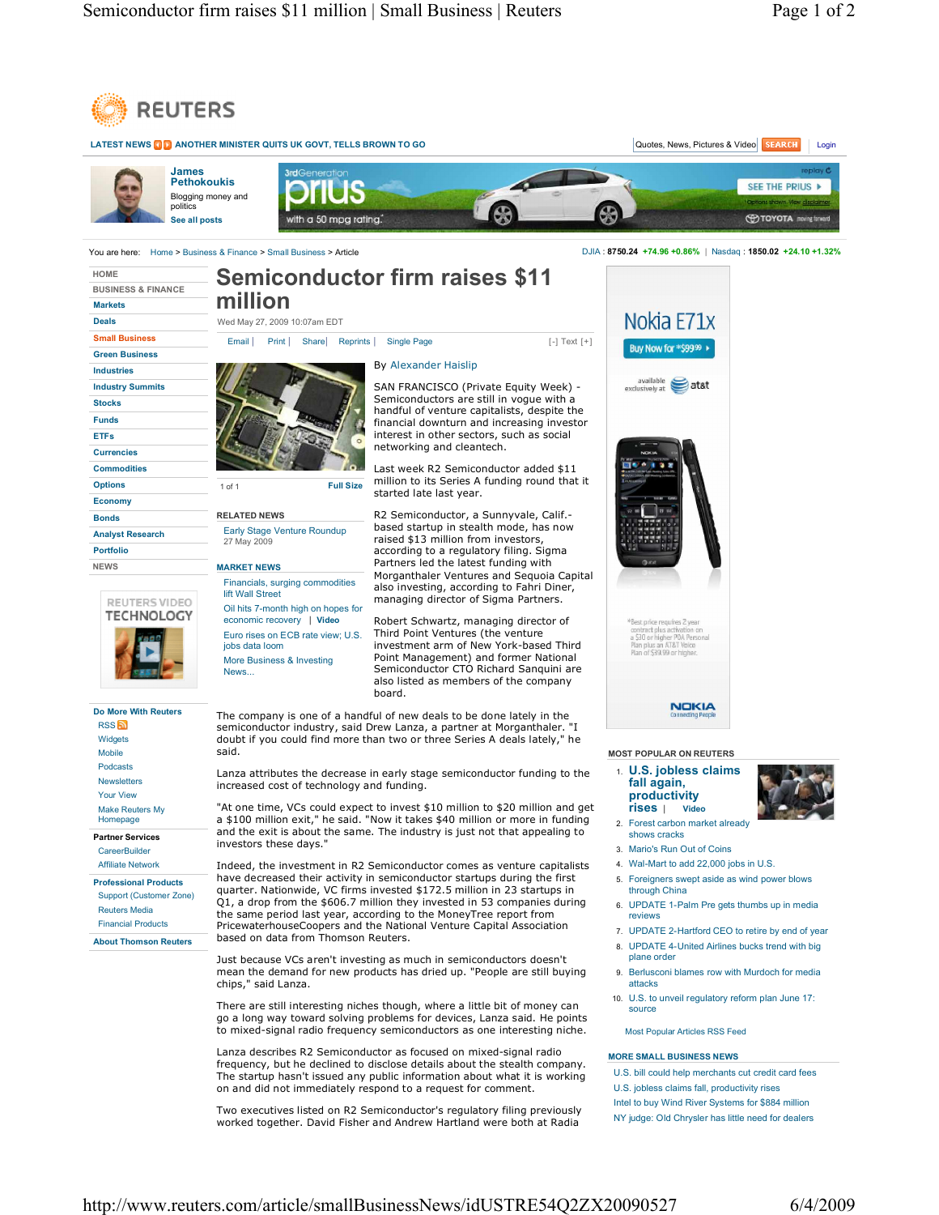# Semiconductor firm raises $11 million

Wed May 27, 2009 10:07am EDT

By Alexander Haislip

SAN FRANCISCO (Private Equity Week) - Semiconductors are still in vogue with a handful of venture capitalists, despite the financial downturn and increasing investor interest in other sectors, such as social networking and cleantech.

Last week R2 Semiconductor added $11 million to its Series A funding round that it started late last year.

R2 Semiconductor, a Sunnyvale, Calif.-based startup in stealth mode, has now raised $13 million from investors, according to a regulatory filing. Sigma Partners led the latest funding with Morganthaler Ventures and Sequoia Capital also investing, according to Fahri Diner, managing director of Sigma Partners.

Robert Schwartz, managing director of Third Point Ventures (the venture investment arm of New York-based Third Point Management) and former National Semiconductor CTO Richard Sanquini are also listed as members of the company board.

The company is one of a handful of new deals to be done lately in the semiconductor industry, said Drew Lanza, a partner at Morganthaler. "I doubt if you could find more than two or three Series A deals lately," he said.

Lanza attributes the decrease in early stage semiconductor funding to the increased cost of technology and funding.

"At one time, VCs could expect to invest $10 million to $20 million and get a $100 million exit," he said. "Now it takes $40 million or more in funding and the exit is about the same. The industry is just not that appealing to investors these days."

Indeed, the investment in R2 Semiconductor comes as venture capitalists have decreased their activity in semiconductor startups during the first quarter. Nationwide, VC firms invested $172.5 million in 23 startups in Q1, a drop from the $606.7 million they invested in 53 companies during the same period last year, according to the MoneyTree report from PricewaterhouseCoopers and the National Venture Capital Association based on data from Thomson Reuters.

Just because VCs aren't investing as much in semiconductors doesn't mean the demand for new products has dried up. "People are still buying chips," said Lanza.

There are still interesting niches though, where a little bit of money can go a long way toward solving problems for devices, Lanza said. He points to mixed-signal radio frequency semiconductors as one interesting niche.

Lanza describes R2 Semiconductor as focused on mixed-signal radio frequency, but he declined to disclose details about the stealth company. The startup hasn't issued any public information about what it is working on and did not immediately respond to a request for comment.

Two executives listed on R2 Semiconductor's regulatory filing previously worked together. David Fisher and Andrew Hartland were both at Radia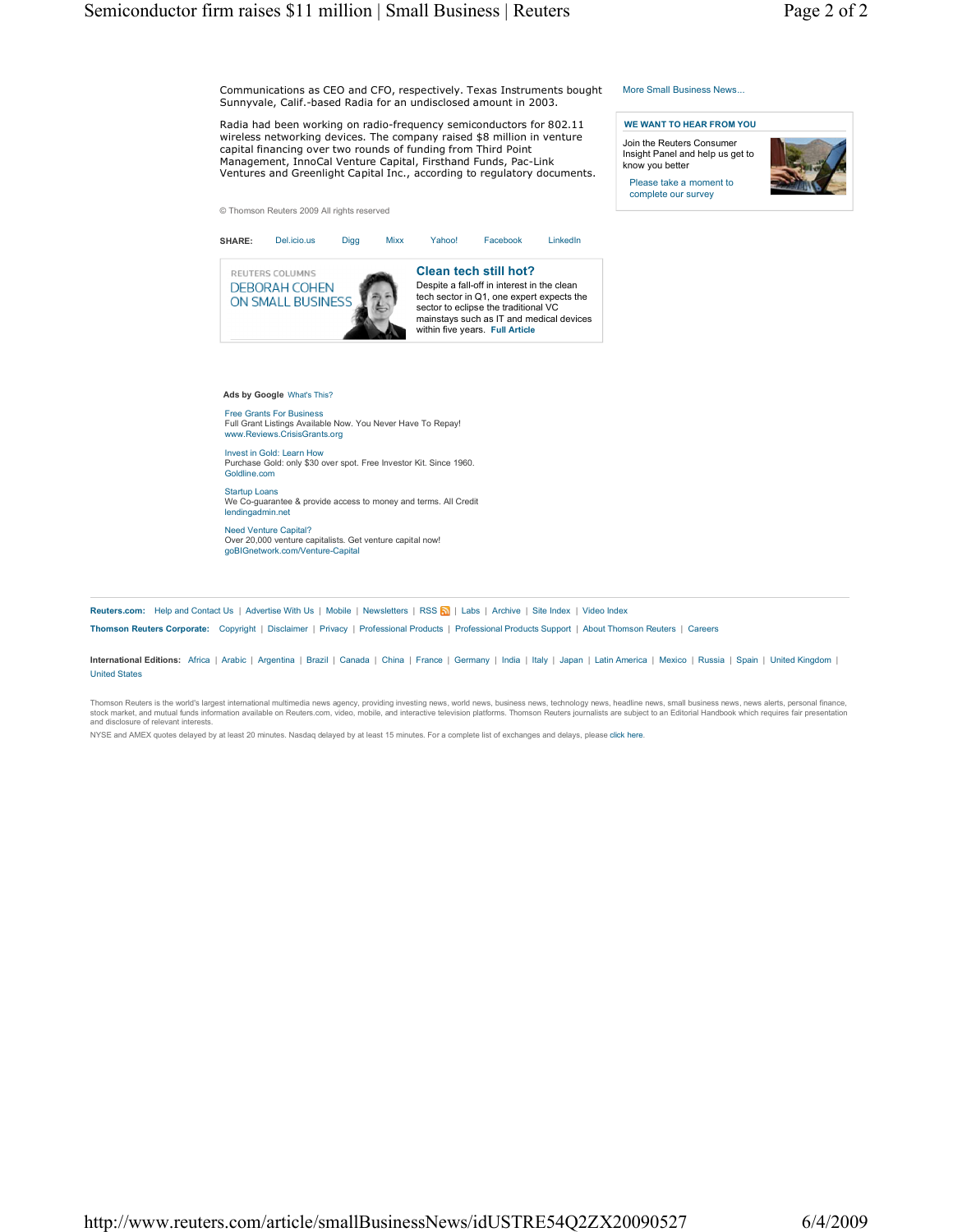Communications as CEO and CFO, respectively. Texas Instruments bought Sunnyvale, Calif.-based Radia for an undisclosed amount in 2003.

Radia had been working on radio-frequency semiconductors for 802.11 wireless networking devices. The company raised $8 million in venture capital financing over two rounds of funding from Third Point Management, InnoCal Venture Capital, Firsthand Funds, Pac-Link Ventures and Greenlight Capital Inc., according to regulatory documents.

© Thomson Reuters 2009 All rights reserved

**SHARE:** Del.icio.us Digg Mixx Yahoo! Facebook LinkedIn

REUTERS COLUMNS
DEBORAH COHEN ON SMALL BUSINESS

### Clean tech still hot?

Despite a fall-off in interest in the clean tech sector in Q1, one expert expects the sector to eclipse the traditional VC mainstays such as IT and medical devices within five years. **Full Article**

More Small Business News...

**WE WANT TO HEAR FROM YOU**

Join the Reuters Consumer Insight Panel and help us get to know you better

Please take a moment to complete our survey

**Ads by Google** What's This?

Free Grants For Business
Full Grant Listings Available Now. You Never Have To Repay!
www.Reviews.CrisisGrants.org

Invest in Gold: Learn How
Purchase Gold: only $30 over spot. Free Investor Kit. Since 1960.
Goldline.com

Startup Loans
We Co-guarantee & provide access to money and terms. All Credit
lendingadmin.net

Need Venture Capital?
Over 20,000 venture capitalists. Get venture capital now!
goBIGnetwork.com/Venture-Capital

**Reuters.com:** Help and Contact Us | Advertise With Us | Mobile | Newsletters | RSS | Labs | Archive | Site Index | Video Index

**Thomson Reuters Corporate:** Copyright | Disclaimer | Privacy | Professional Products | Professional Products Support | About Thomson Reuters | Careers

**International Editions:** Africa | Arabic | Argentina | Brazil | Canada | China | France | Germany | India | Italy | Japan | Latin America | Mexico | Russia | Spain | United Kingdom | United States

Thomson Reuters is the world's largest international multimedia news agency, providing investing news, world news, business news, technology news, headline news, small business news, news alerts, personal finance, stock market, and mutual funds information available on Reuters.com, video, mobile, and interactive television platforms. Thomson Reuters journalists are subject to an Editorial Handbook which requires fair presentation and disclosure of relevant interests.

NYSE and AMEX quotes delayed by at least 20 minutes. Nasdaq delayed by at least 15 minutes. For a complete list of exchanges and delays, please click here.